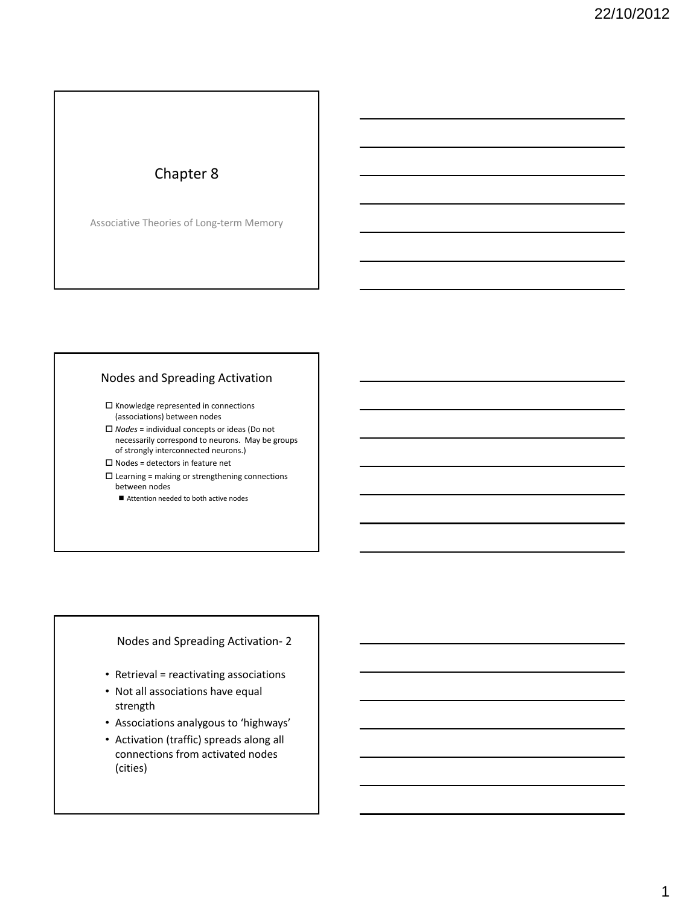# Chapter 8

Associative Theories of Long-term Memory

## Nodes and Spreading Activation

- Knowledge represented in connections (associations) between nodes
- *Nodes* = individual concepts or ideas (Do not necessarily correspond to neurons. May be groups of strongly interconnected neurons.)
- Nodes = detectors in feature net
- Learning = making or strengthening connections between nodes
  - Attention needed to both active nodes

## Nodes and Spreading Activation- 2

- Retrieval = reactivating associations
- Not all associations have equal strength
- Associations analygous to 'highways'
- Activation (traffic) spreads along all connections from activated nodes (cities)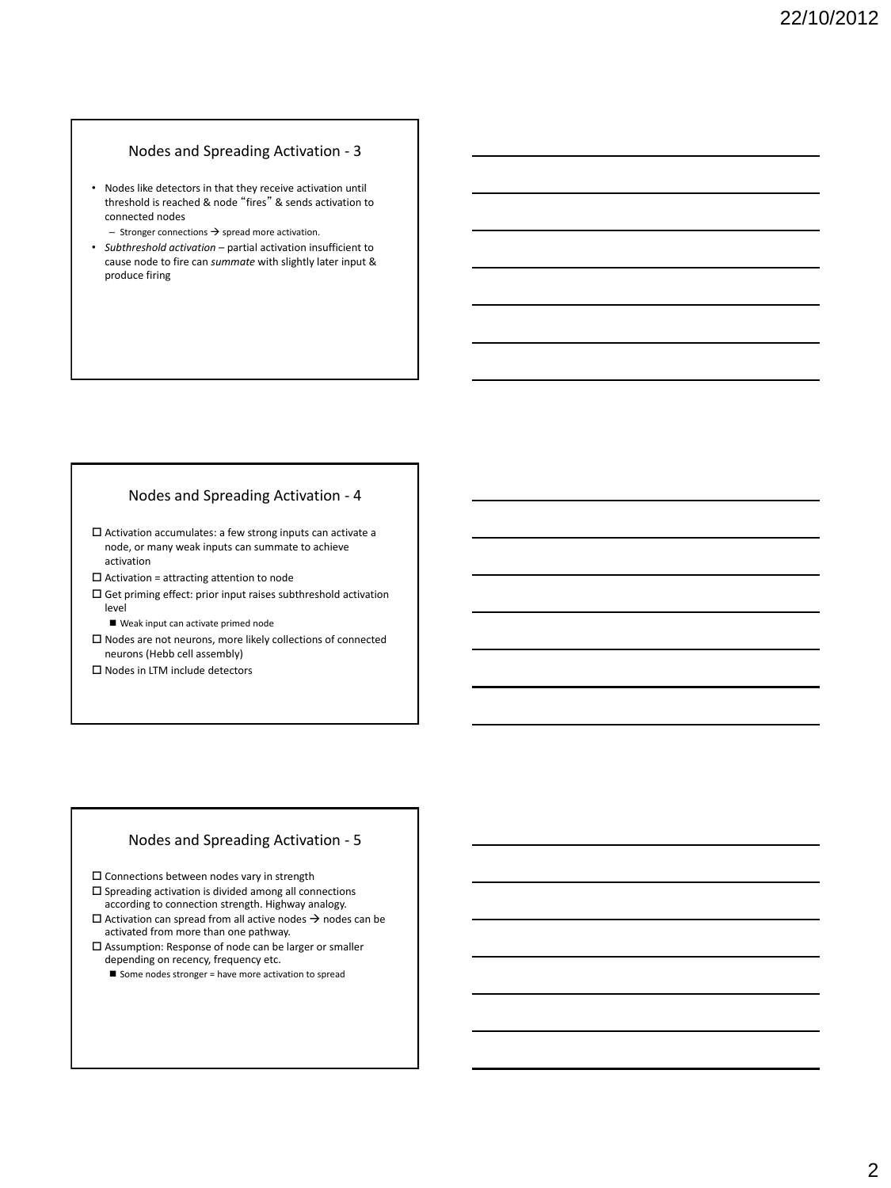## Nodes and Spreading Activation - 3

- Nodes like detectors in that they receive activation until threshold is reached & node "fires" & sends activation to connected nodes
  - Stronger connections → spread more activation.
- *Subthreshold activation* – partial activation insufficient to cause node to fire can *summate* with slightly later input & produce firing

## Nodes and Spreading Activation - 4

- Activation accumulates: a few strong inputs can activate a node, or many weak inputs can summate to achieve activation
- Activation = attracting attention to node
- Get priming effect: prior input raises subthreshold activation level
  - Weak input can activate primed node
- Nodes are not neurons, more likely collections of connected neurons (Hebb cell assembly)
- Nodes in LTM include detectors

## Nodes and Spreading Activation - 5

- Connections between nodes vary in strength
- Spreading activation is divided among all connections according to connection strength. Highway analogy.
- Activation can spread from all active nodes → nodes can be activated from more than one pathway.
- Assumption: Response of node can be larger or smaller depending on recency, frequency etc.
  - Some nodes stronger = have more activation to spread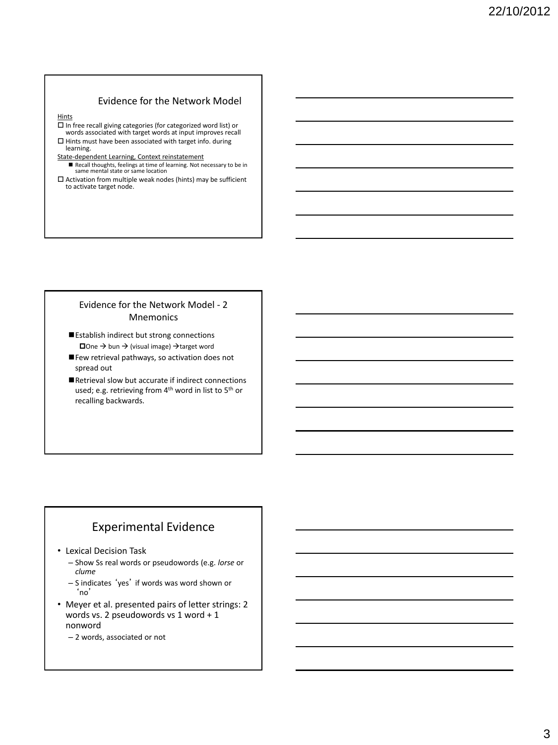## Evidence for the Network Model

Hints

- ☐ In free recall giving categories (for categorized word list) or words associated with target words at input improves recall
- ☐ Hints must have been associated with target info. during learning.

State-dependent Learning, Context reinstatement

- ■ Recall thoughts, feelings at time of learning. Not necessary to be in same mental state or same location
- ☐ Activation from multiple weak nodes (hints) may be sufficient to activate target node.

## Evidence for the Network Model - 2 Mnemonics

- ■ Establish indirect but strong connections
  - ☐ One → bun → (visual image) → target word
- ■ Few retrieval pathways, so activation does not spread out
- ■ Retrieval slow but accurate if indirect connections used; e.g. retrieving from 4th word in list to 5th or recalling backwards.

## Experimental Evidence

- Lexical Decision Task
  - Show Ss real words or pseudowords (e.g. *lorse* or *clume*
  - S indicates 'yes' if words was word shown or 'no'
- Meyer et al. presented pairs of letter strings: 2 words vs. 2 pseudowords vs 1 word + 1 nonword
  - 2 words, associated or not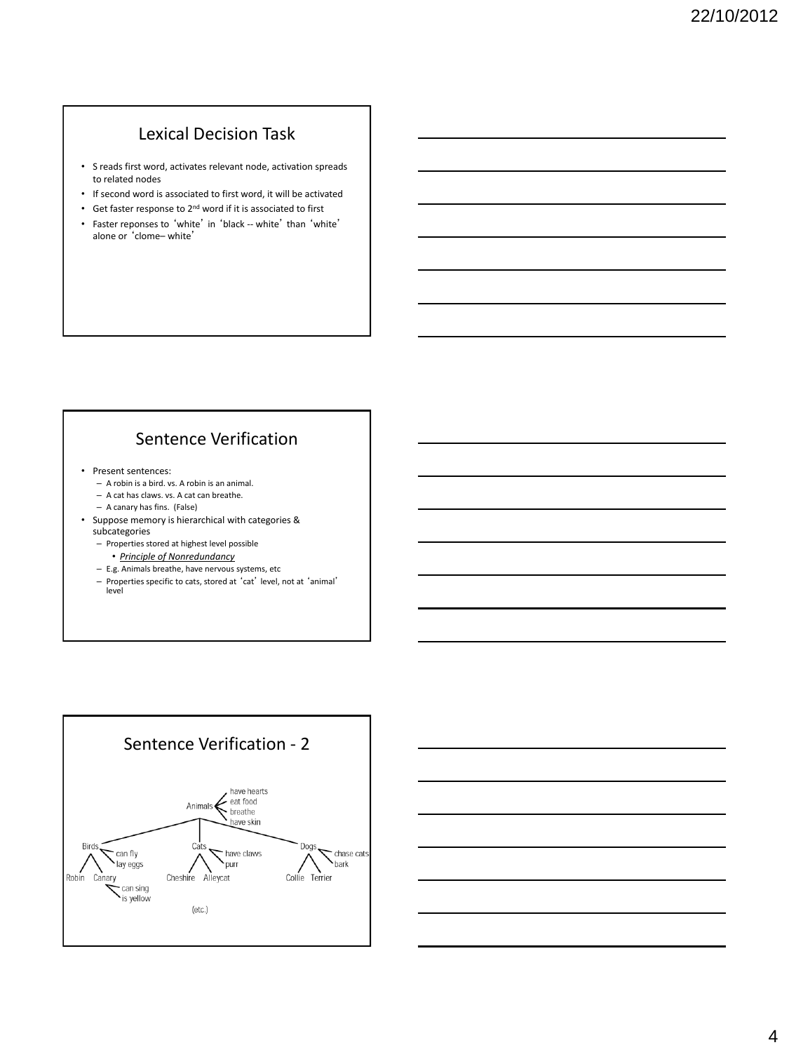## Lexical Decision Task

- S reads first word, activates relevant node, activation spreads to related nodes
- If second word is associated to first word, it will be activated
- Get faster response to 2nd word if it is associated to first
- Faster reponses to 'white' in 'black -- white' than 'white' alone or 'clome– white'

## Sentence Verification

- Present sentences:
  - A robin is a bird. vs. A robin is an animal.
  - A cat has claws. vs. A cat can breathe.
  - A canary has fins. (False)
- Suppose memory is hierarchical with categories & subcategories
  - Properties stored at highest level possible
    - ***Principle of Nonredundancy***
  - E.g. Animals breathe, have nervous systems, etc
  - Properties specific to cats, stored at 'cat' level, not at 'animal' level

## Sentence Verification - 2

- Animals: have hearts, eat food, breathe, have skin
  - Birds: can fly, lay eggs
    - Robin
    - Canary: can sing, is yellow
  - Cats: have claws, purr
    - Cheshire
    - Alleycat
  - Dogs: chase cats, bark
    - Collie
    - Terrier

(etc.)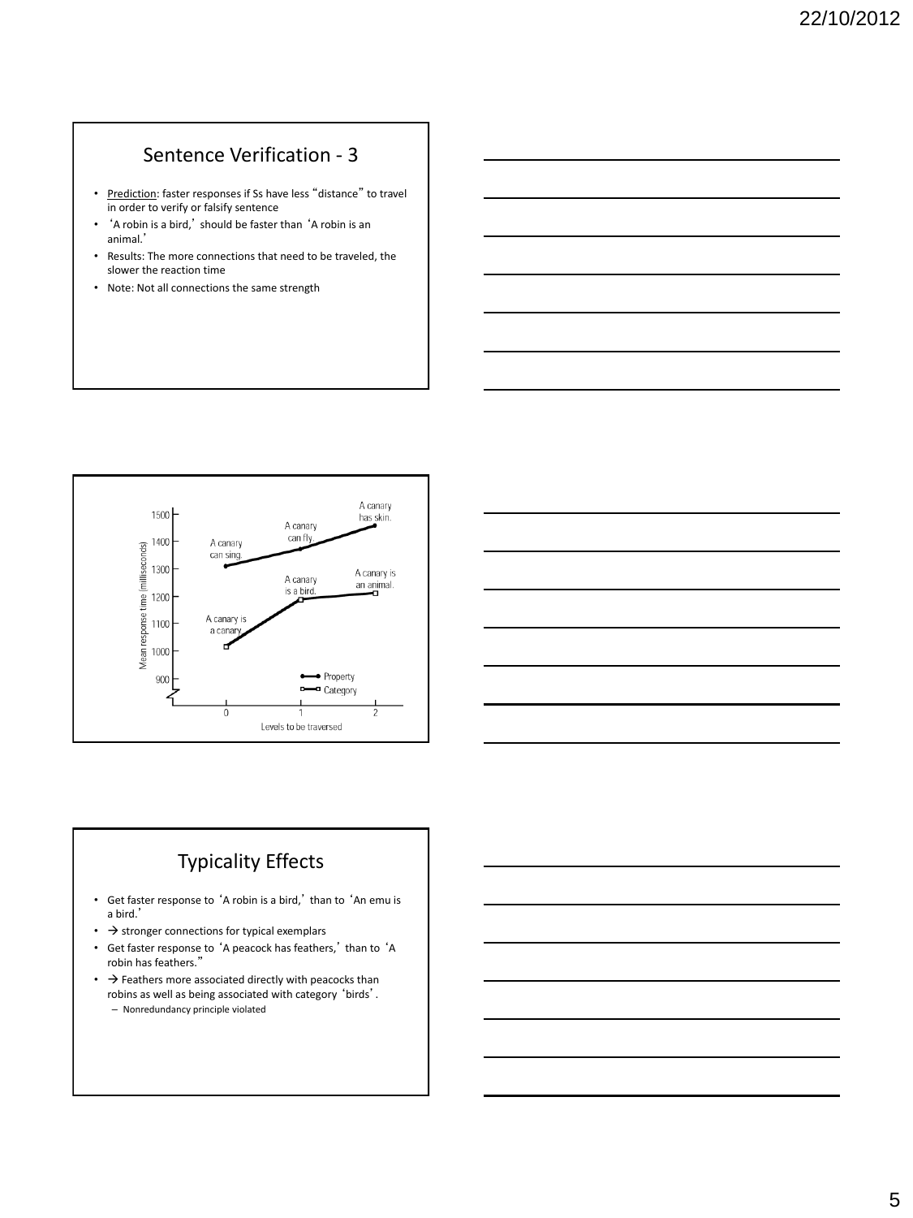## Sentence Verification - 3

- Prediction: faster responses if Ss have less "distance" to travel in order to verify or falsify sentence
- 'A robin is a bird,' should be faster than 'A robin is an animal.'
- Results: The more connections that need to be traveled, the slower the reaction time
- Note: Not all connections the same strength

Mean response time (milliseconds) vs. Levels to be traversed

| Levels to be traversed | Property | Category |
| --- | --- | --- |
| 0 | A canary can sing. | A canary is a canary. |
| 1 | A canary can fly. | A canary is a bird. |
| 2 | A canary has skin. | A canary is an animal. |

## Typicality Effects

- Get faster response to 'A robin is a bird,' than to 'An emu is a bird.'
- → stronger connections for typical exemplars
- Get faster response to 'A peacock has feathers,' than to 'A robin has feathers."
- → Feathers more associated directly with peacocks than robins as well as being associated with category 'birds'.
  - Nonredundancy principle violated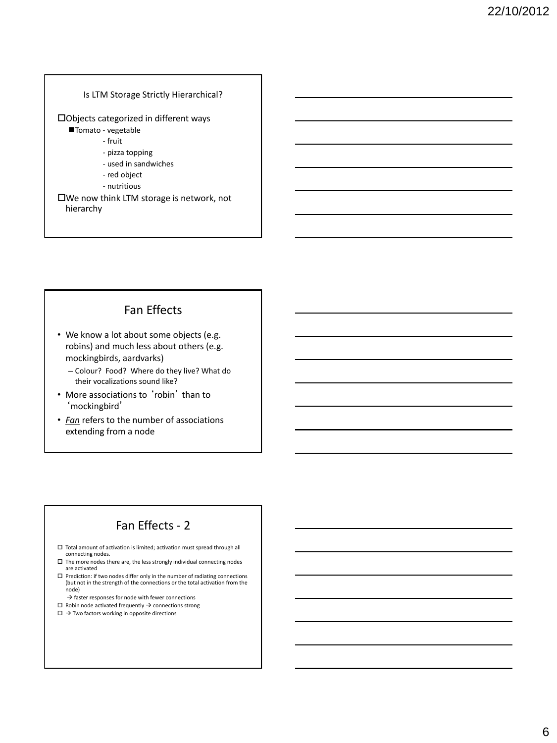## Is LTM Storage Strictly Hierarchical?

- Objects categorized in different ways
  - Tomato - vegetable
    - fruit
    - pizza topping
    - used in sandwiches
    - red object
    - nutritious
- We now think LTM storage is network, not hierarchy

## Fan Effects

- We know a lot about some objects (e.g. robins) and much less about others (e.g. mockingbirds, aardvarks)
  - Colour? Food? Where do they live? What do their vocalizations sound like?
- More associations to 'robin' than to 'mockingbird'
- *Fan* refers to the number of associations extending from a node

## Fan Effects - 2

- Total amount of activation is limited; activation must spread through all connecting nodes.
- The more nodes there are, the less strongly individual connecting nodes are activated
- Prediction: if two nodes differ only in the number of radiating connections (but not in the strength of the connections or the total activation from the node)
  - → faster responses for node with fewer connections
- Robin node activated frequently → connections strong
- → Two factors working in opposite directions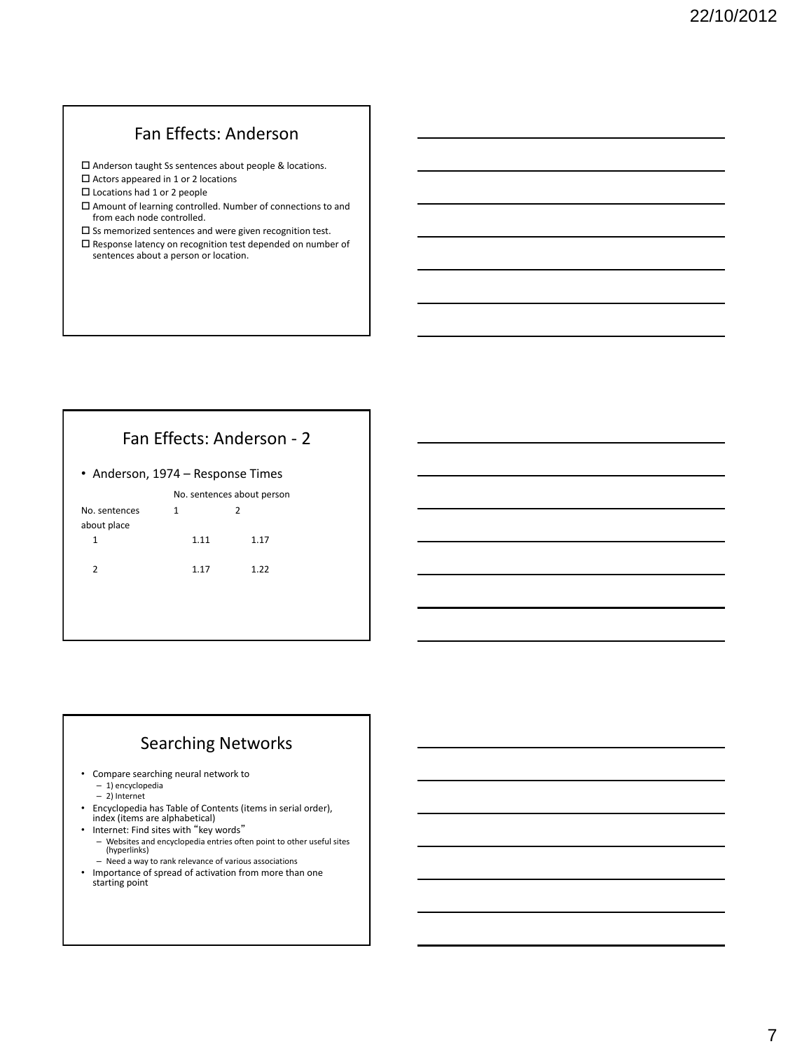## Fan Effects: Anderson

- Anderson taught Ss sentences about people & locations.
- Actors appeared in 1 or 2 locations
- Locations had 1 or 2 people
- Amount of learning controlled. Number of connections to and from each node controlled.
- Ss memorized sentences and were given recognition test.
- Response latency on recognition test depended on number of sentences about a person or location.

## Fan Effects: Anderson - 2

- Anderson, 1974 – Response Times

| | No. sentences about person | |
|---|---|---|
| No. sentences about place | 1 | 2 |
| 1 | 1.11 | 1.17 |
| 2 | 1.17 | 1.22 |

## Searching Networks

- Compare searching neural network to
  - 1) encyclopedia
  - 2) Internet
- Encyclopedia has Table of Contents (items in serial order), index (items are alphabetical)
- Internet: Find sites with "key words"
  - Websites and encyclopedia entries often point to other useful sites (hyperlinks)
  - Need a way to rank relevance of various associations
- Importance of spread of activation from more than one starting point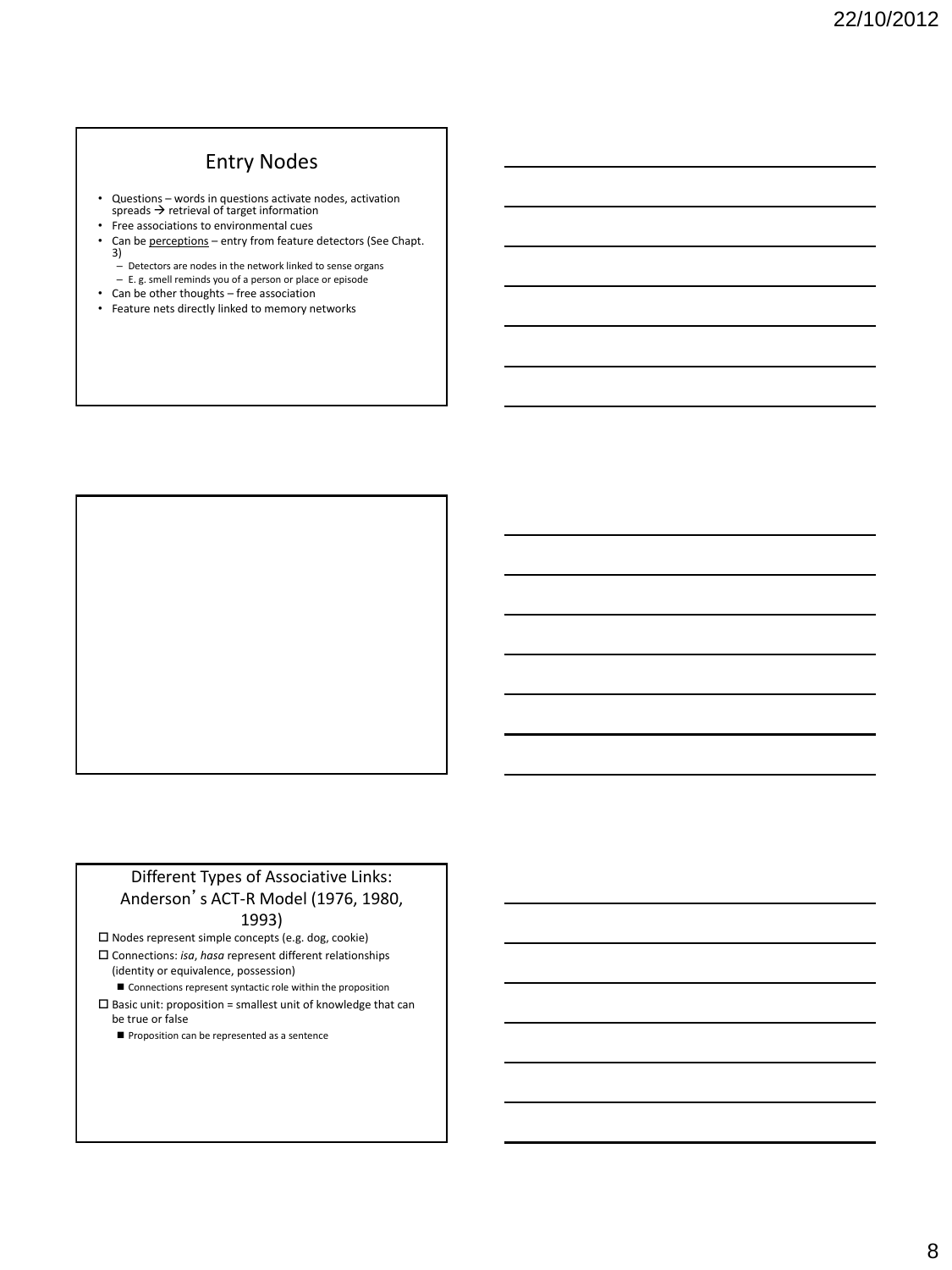## Entry Nodes

- Questions – words in questions activate nodes, activation spreads → retrieval of target information
- Free associations to environmental cues
- Can be perceptions – entry from feature detectors (See Chapt. 3)
  - Detectors are nodes in the network linked to sense organs
  - E. g. smell reminds you of a person or place or episode
- Can be other thoughts – free association
- Feature nets directly linked to memory networks

## Different Types of Associative Links: Anderson's ACT-R Model (1976, 1980, 1993)

- Nodes represent simple concepts (e.g. dog, cookie)
- Connections: *isa*, *hasa* represent different relationships (identity or equivalence, possession)
  - Connections represent syntactic role within the proposition
- Basic unit: proposition = smallest unit of knowledge that can be true or false
  - Proposition can be represented as a sentence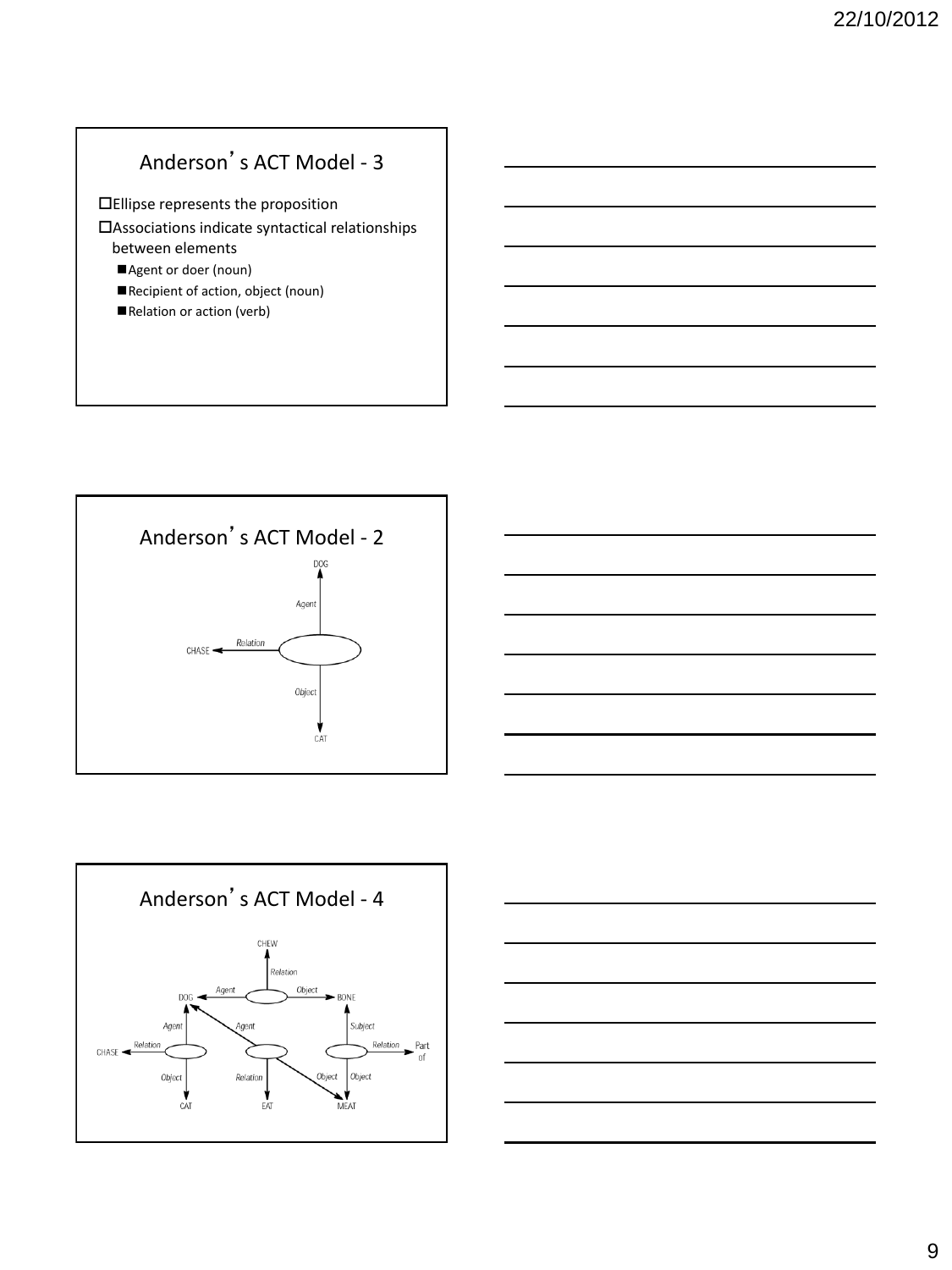## Anderson's ACT Model - 3

- Ellipse represents the proposition
- Associations indicate syntactical relationships between elements
  - Agent or doer (noun)
  - Recipient of action, object (noun)
  - Relation or action (verb)

## Anderson's ACT Model - 2

DOG

Agent

CHASE Relation

Object

CAT

## Anderson's ACT Model - 4

CHEW

Relation

DOG Agent Object BONE

Agent Agent Subject

CHASE Relation Relation Part of

Object Relation Object Object

CAT EAT MEAT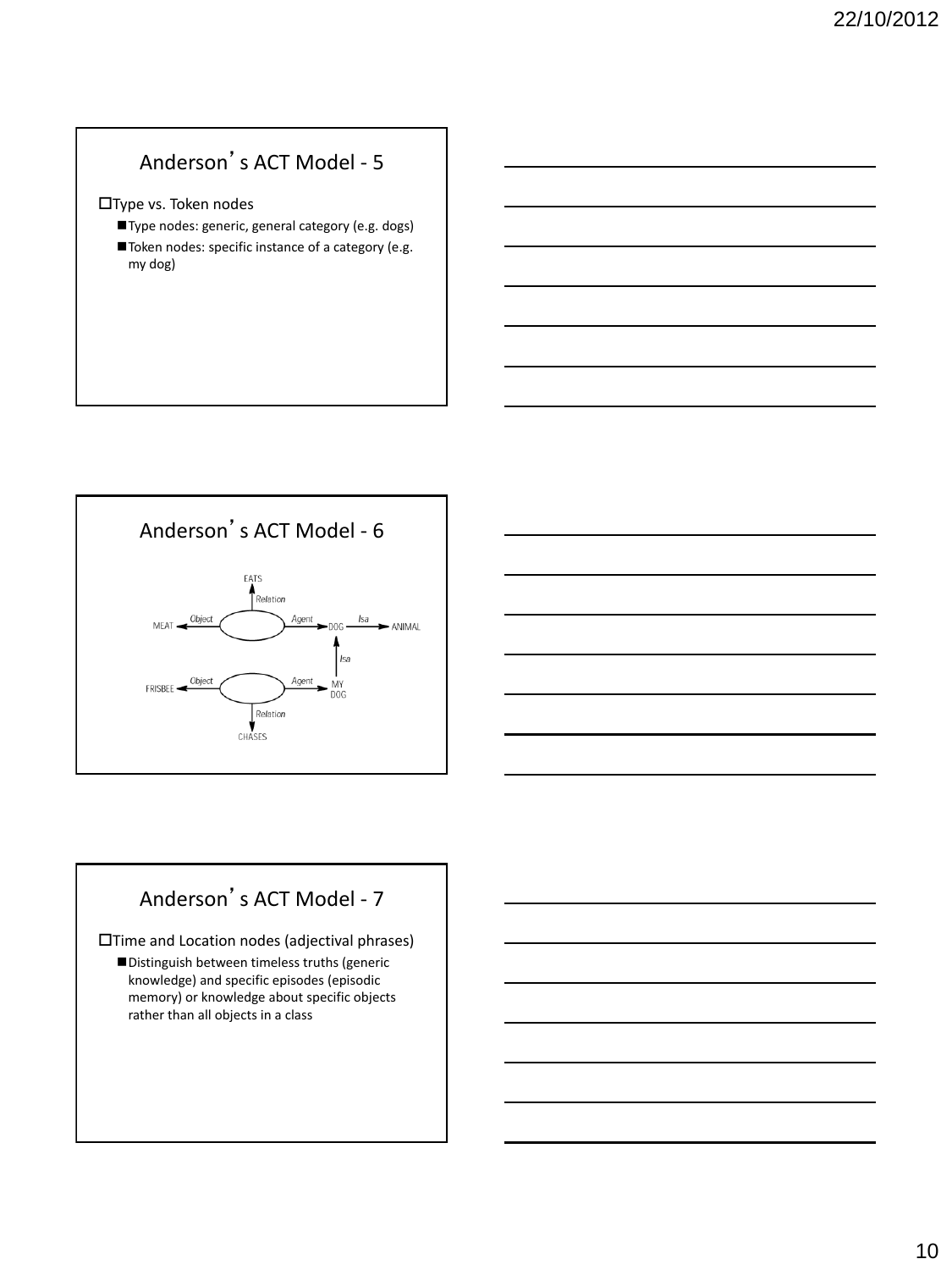## Anderson's ACT Model - 5

- Type vs. Token nodes
  - Type nodes: generic, general category (e.g. dogs)
  - Token nodes: specific instance of a category (e.g. my dog)

## Anderson's ACT Model - 6

## Anderson's ACT Model - 7

- Time and Location nodes (adjectival phrases)
  - Distinguish between timeless truths (generic knowledge) and specific episodes (episodic memory) or knowledge about specific objects rather than all objects in a class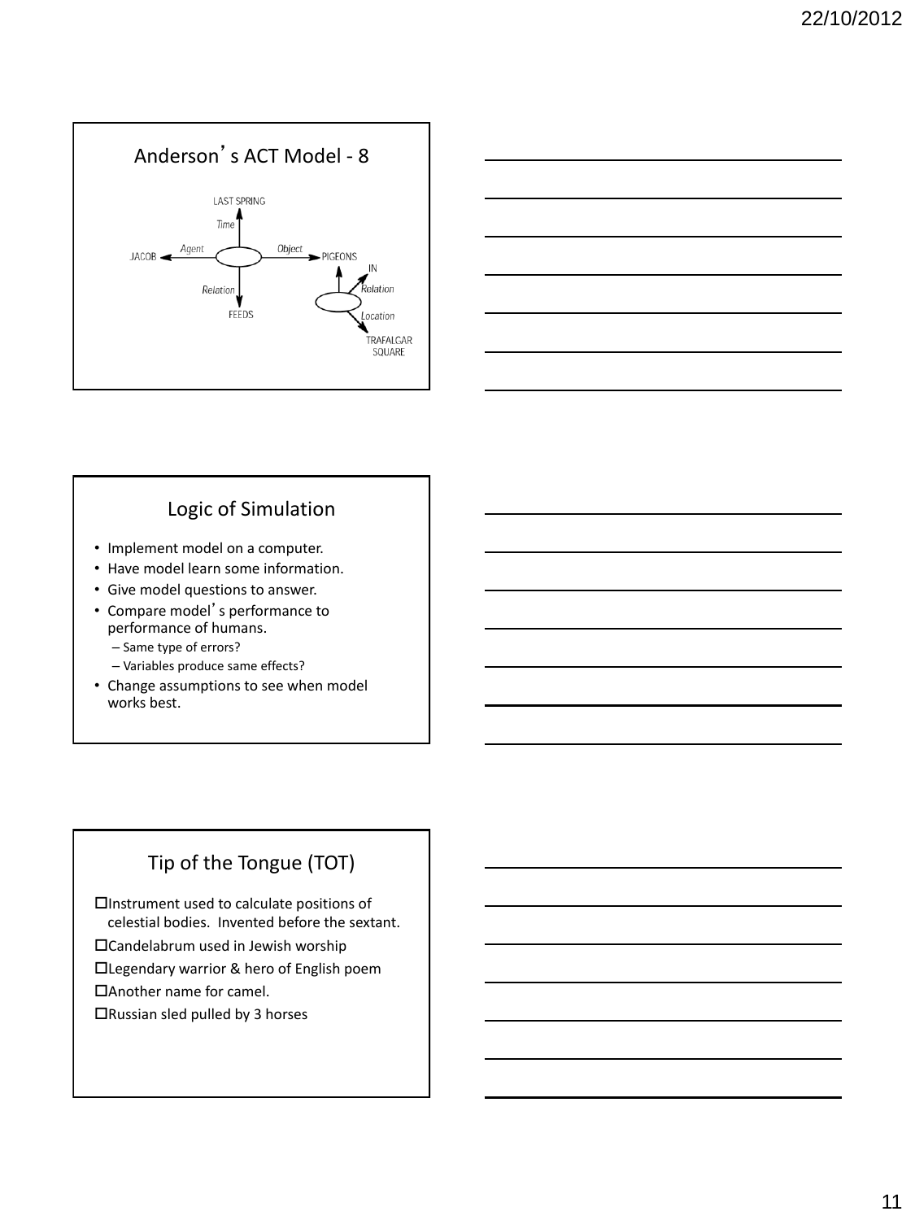## Anderson's ACT Model - 8

LAST SPRING

*Time*

JACOB ← *Agent* — — *Object* → PIGEONS

*Relation*

FEEDS

IN

*Relation*

*Location*

TRAFALGAR SQUARE

## Logic of Simulation

- Implement model on a computer.
- Have model learn some information.
- Give model questions to answer.
- Compare model's performance to performance of humans.
  - Same type of errors?
  - Variables produce same effects?
- Change assumptions to see when model works best.

## Tip of the Tongue (TOT)

- ☐ Instrument used to calculate positions of celestial bodies. Invented before the sextant.
- ☐ Candelabrum used in Jewish worship
- ☐ Legendary warrior & hero of English poem
- ☐ Another name for camel.
- ☐ Russian sled pulled by 3 horses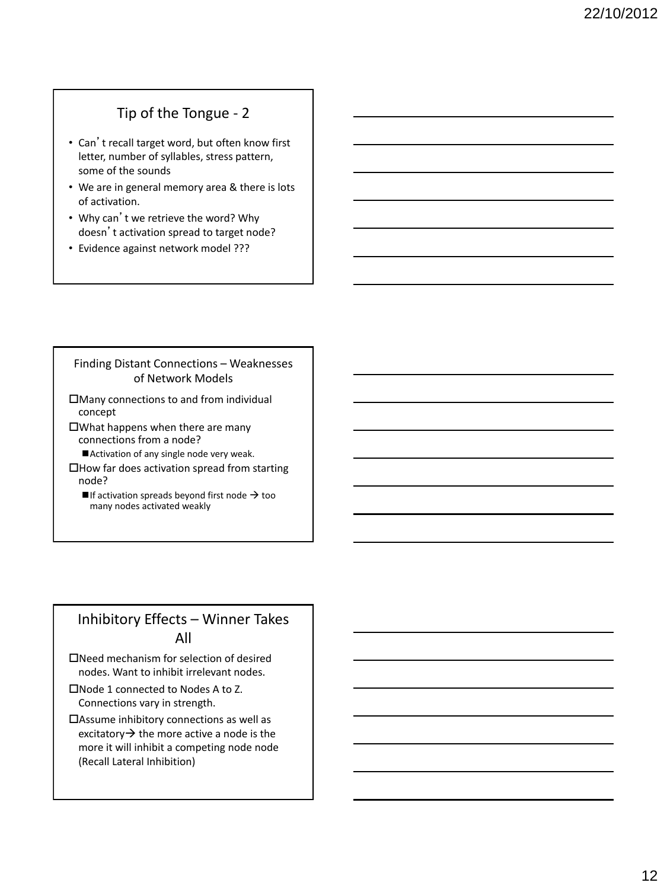## Tip of the Tongue - 2

- Can't recall target word, but often know first letter, number of syllables, stress pattern, some of the sounds
- We are in general memory area & there is lots of activation.
- Why can't we retrieve the word? Why doesn't activation spread to target node?
- Evidence against network model ???

## Finding Distant Connections – Weaknesses of Network Models

- Many connections to and from individual concept
- What happens when there are many connections from a node?
  - Activation of any single node very weak.
- How far does activation spread from starting node?
  - If activation spreads beyond first node → too many nodes activated weakly

## Inhibitory Effects – Winner Takes All

- Need mechanism for selection of desired nodes. Want to inhibit irrelevant nodes.
- Node 1 connected to Nodes A to Z. Connections vary in strength.
- Assume inhibitory connections as well as excitatory→ the more active a node is the more it will inhibit a competing node node (Recall Lateral Inhibition)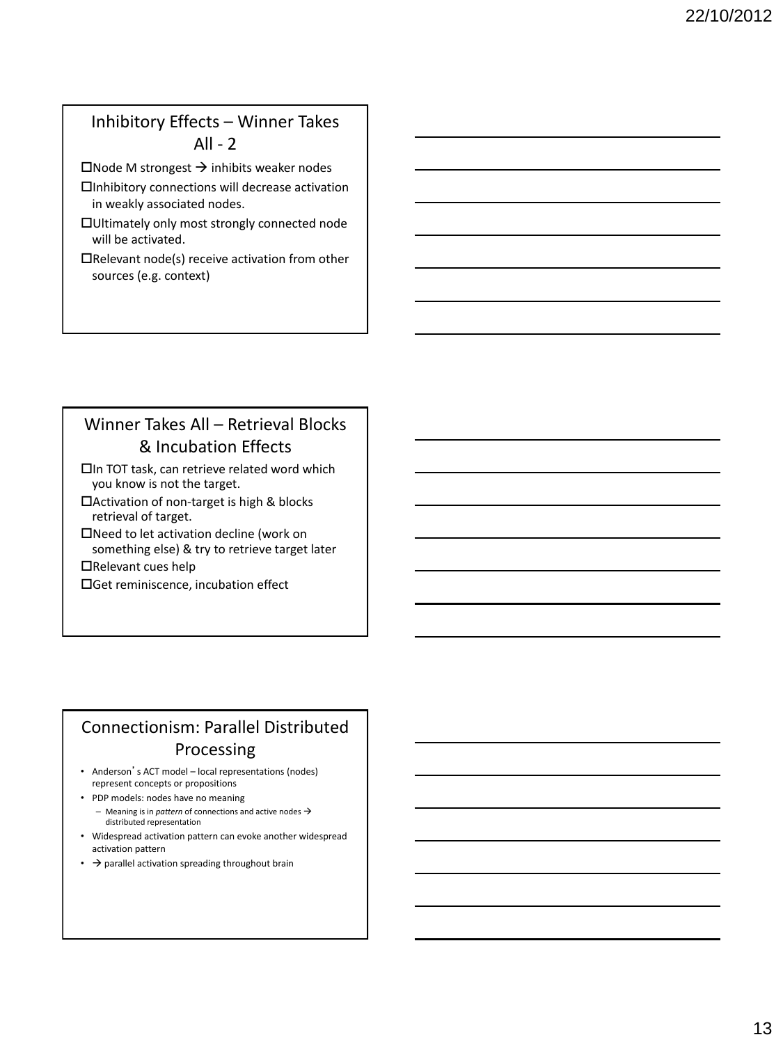## Inhibitory Effects – Winner Takes All - 2

- Node M strongest → inhibits weaker nodes
- Inhibitory connections will decrease activation in weakly associated nodes.
- Ultimately only most strongly connected node will be activated.
- Relevant node(s) receive activation from other sources (e.g. context)

## Winner Takes All – Retrieval Blocks & Incubation Effects

- In TOT task, can retrieve related word which you know is not the target.
- Activation of non-target is high & blocks retrieval of target.
- Need to let activation decline (work on something else) & try to retrieve target later
- Relevant cues help
- Get reminiscence, incubation effect

## Connectionism: Parallel Distributed Processing

- Anderson's ACT model – local representations (nodes) represent concepts or propositions
- PDP models: nodes have no meaning
  - Meaning is in *pattern* of connections and active nodes → distributed representation
- Widespread activation pattern can evoke another widespread activation pattern
- → parallel activation spreading throughout brain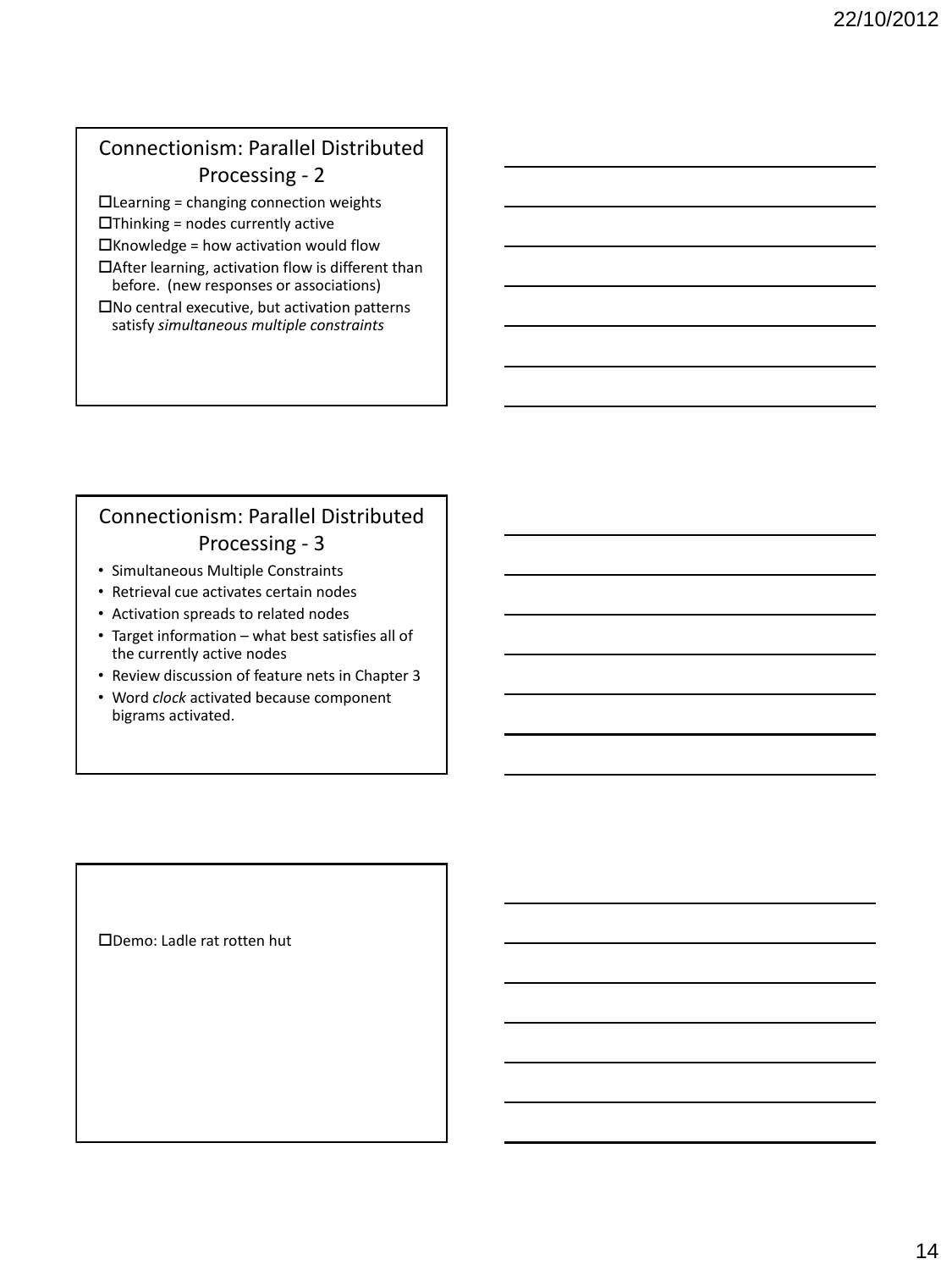## Connectionism: Parallel Distributed Processing - 2

- Learning = changing connection weights
- Thinking = nodes currently active
- Knowledge = how activation would flow
- After learning, activation flow is different than before. (new responses or associations)
- No central executive, but activation patterns satisfy *simultaneous multiple constraints*

## Connectionism: Parallel Distributed Processing - 3

- Simultaneous Multiple Constraints
- Retrieval cue activates certain nodes
- Activation spreads to related nodes
- Target information – what best satisfies all of the currently active nodes
- Review discussion of feature nets in Chapter 3
- Word *clock* activated because component bigrams activated.

---

- Demo: Ladle rat rotten hut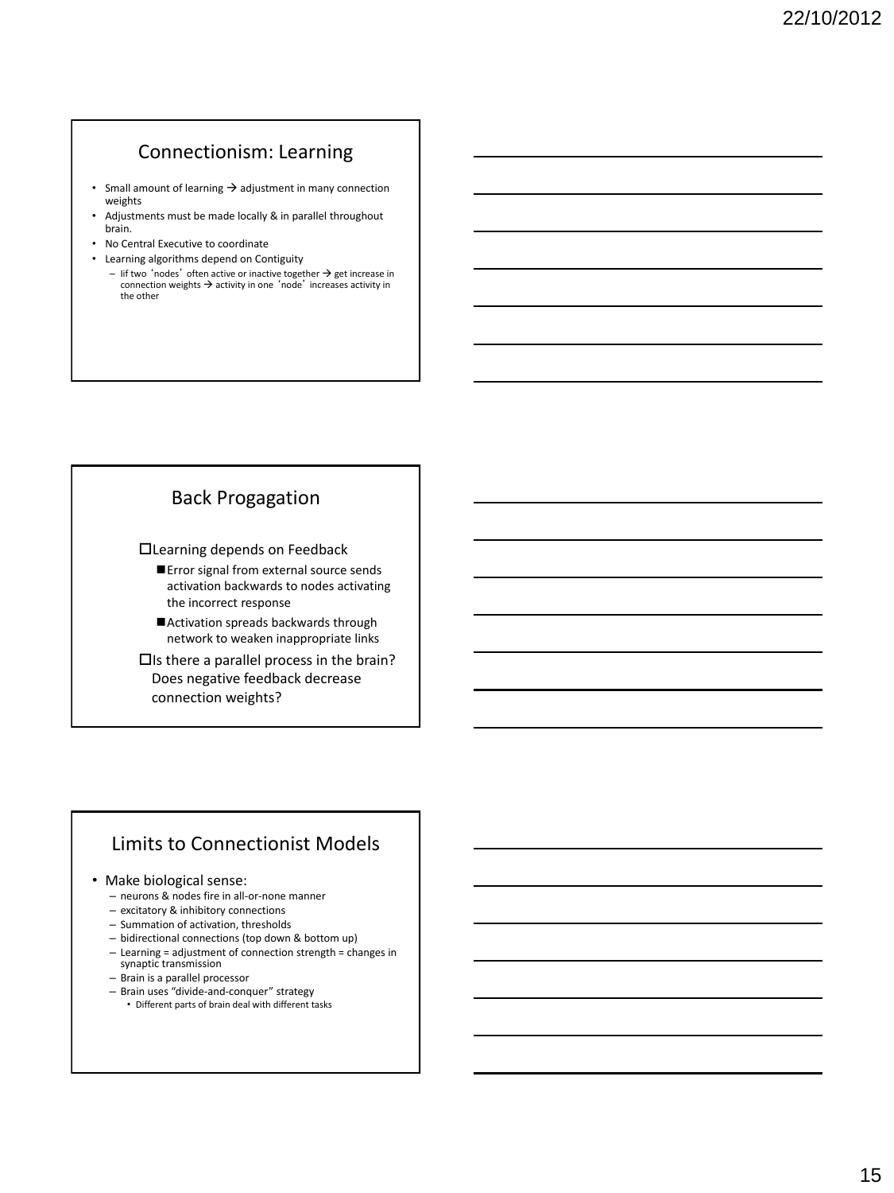## Connectionism: Learning

- Small amount of learning → adjustment in many connection weights
- Adjustments must be made locally & in parallel throughout brain.
- No Central Executive to coordinate
- Learning algorithms depend on Contiguity
  - Iif two 'nodes' often active or inactive together → get increase in connection weights → activity in one 'node' increases activity in the other

## Back Progagation

- Learning depends on Feedback
  - Error signal from external source sends activation backwards to nodes activating the incorrect response
  - Activation spreads backwards through network to weaken inappropriate links
- Is there a parallel process in the brain? Does negative feedback decrease connection weights?

## Limits to Connectionist Models

- Make biological sense:
  - neurons & nodes fire in all-or-none manner
  - excitatory & inhibitory connections
  - Summation of activation, thresholds
  - bidirectional connections (top down & bottom up)
  - Learning = adjustment of connection strength = changes in synaptic transmission
  - Brain is a parallel processor
  - Brain uses "divide-and-conquer" strategy
    - Different parts of brain deal with different tasks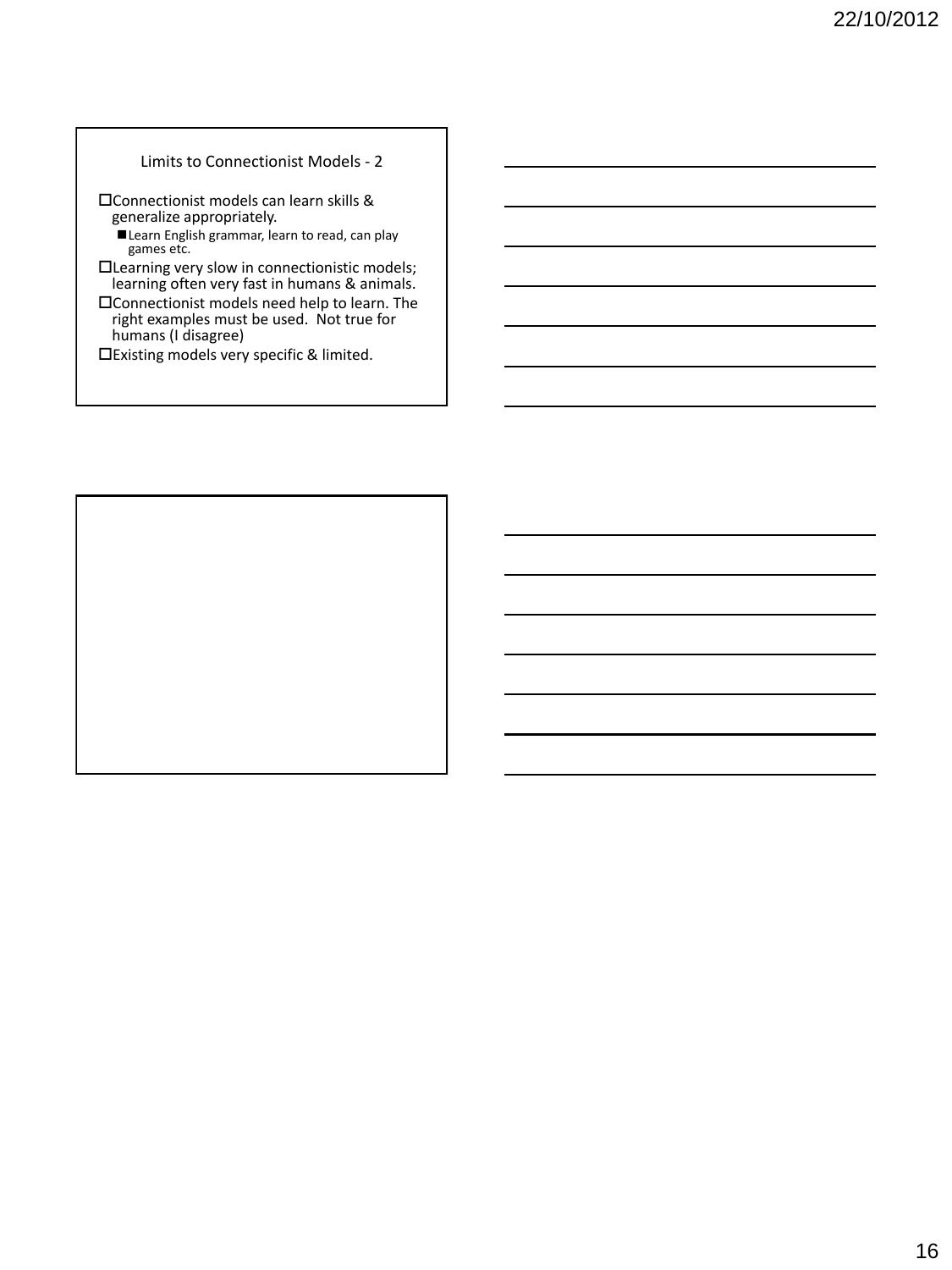## Limits to Connectionist Models - 2

- Connectionist models can learn skills & generalize appropriately.
  - Learn English grammar, learn to read, can play games etc.
- Learning very slow in connectionistic models; learning often very fast in humans & animals.
- Connectionist models need help to learn. The right examples must be used. Not true for humans (I disagree)
- Existing models very specific & limited.